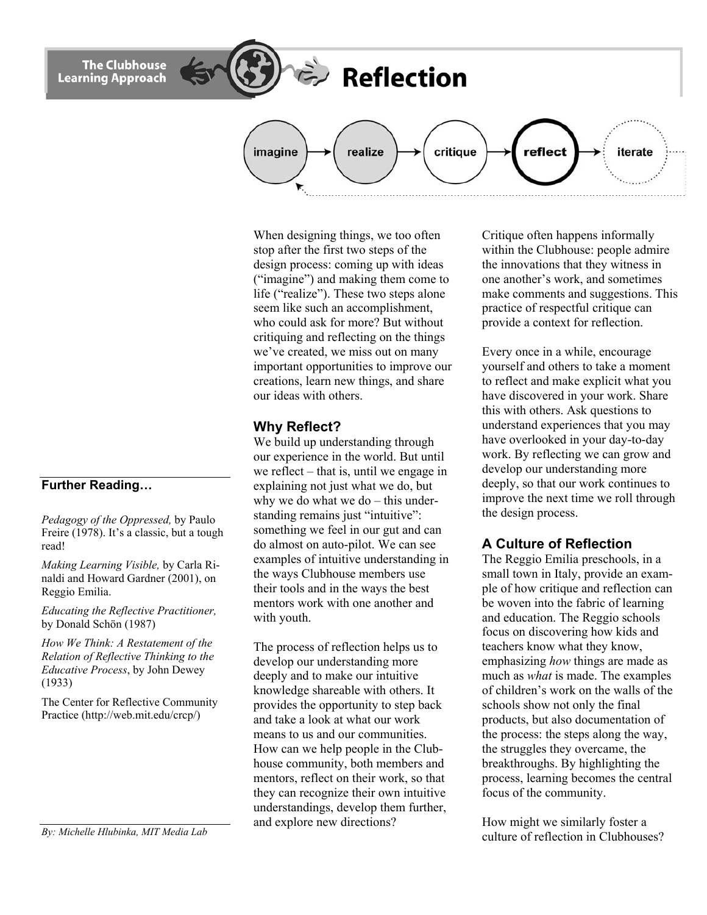The Clubhouse Learning Approach

# Reflection

imagine → realize → critique → **reflect** → iterate

When designing things, we too often stop after the first two steps of the design process: coming up with ideas ("imagine") and making them come to life ("realize"). These two steps alone seem like such an accomplishment, who could ask for more? But without critiquing and reflecting on the things we've created, we miss out on many important opportunities to improve our creations, learn new things, and share our ideas with others.

## Why Reflect?

We build up understanding through our experience in the world. But until we reflect – that is, until we engage in explaining not just what we do, but why we do what we do – this understanding remains just "intuitive": something we feel in our gut and can do almost on auto-pilot. We can see examples of intuitive understanding in the ways Clubhouse members use their tools and in the ways the best mentors work with one another and with youth.

The process of reflection helps us to develop our understanding more deeply and to make our intuitive knowledge shareable with others. It provides the opportunity to step back and take a look at what our work means to us and our communities. How can we help people in the Clubhouse community, both members and mentors, reflect on their work, so that they can recognize their own intuitive understandings, develop them further, and explore new directions?

Critique often happens informally within the Clubhouse: people admire the innovations that they witness in one another's work, and sometimes make comments and suggestions. This practice of respectful critique can provide a context for reflection.

Every once in a while, encourage yourself and others to take a moment to reflect and make explicit what you have discovered in your work. Share this with others. Ask questions to understand experiences that you may have overlooked in your day-to-day work. By reflecting we can grow and develop our understanding more deeply, so that our work continues to improve the next time we roll through the design process.

## A Culture of Reflection

The Reggio Emilia preschools, in a small town in Italy, provide an example of how critique and reflection can be woven into the fabric of learning and education. The Reggio schools focus on discovering how kids and teachers know what they know, emphasizing *how* things are made as much as *what* is made. The examples of children's work on the walls of the schools show not only the final products, but also documentation of the process: the steps along the way, the struggles they overcame, the breakthroughs. By highlighting the process, learning becomes the central focus of the community.

How might we similarly foster a culture of reflection in Clubhouses?

### Further Reading…

*Pedagogy of the Oppressed,* by Paulo Freire (1978). It's a classic, but a tough read!

*Making Learning Visible,* by Carla Rinaldi and Howard Gardner (2001), on Reggio Emilia.

*Educating the Reflective Practitioner,* by Donald Schön (1987)

*How We Think: A Restatement of the Relation of Reflective Thinking to the Educative Process*, by John Dewey (1933)

The Center for Reflective Community Practice (http://web.mit.edu/crcp/)

*By: Michelle Hlubinka, MIT Media Lab*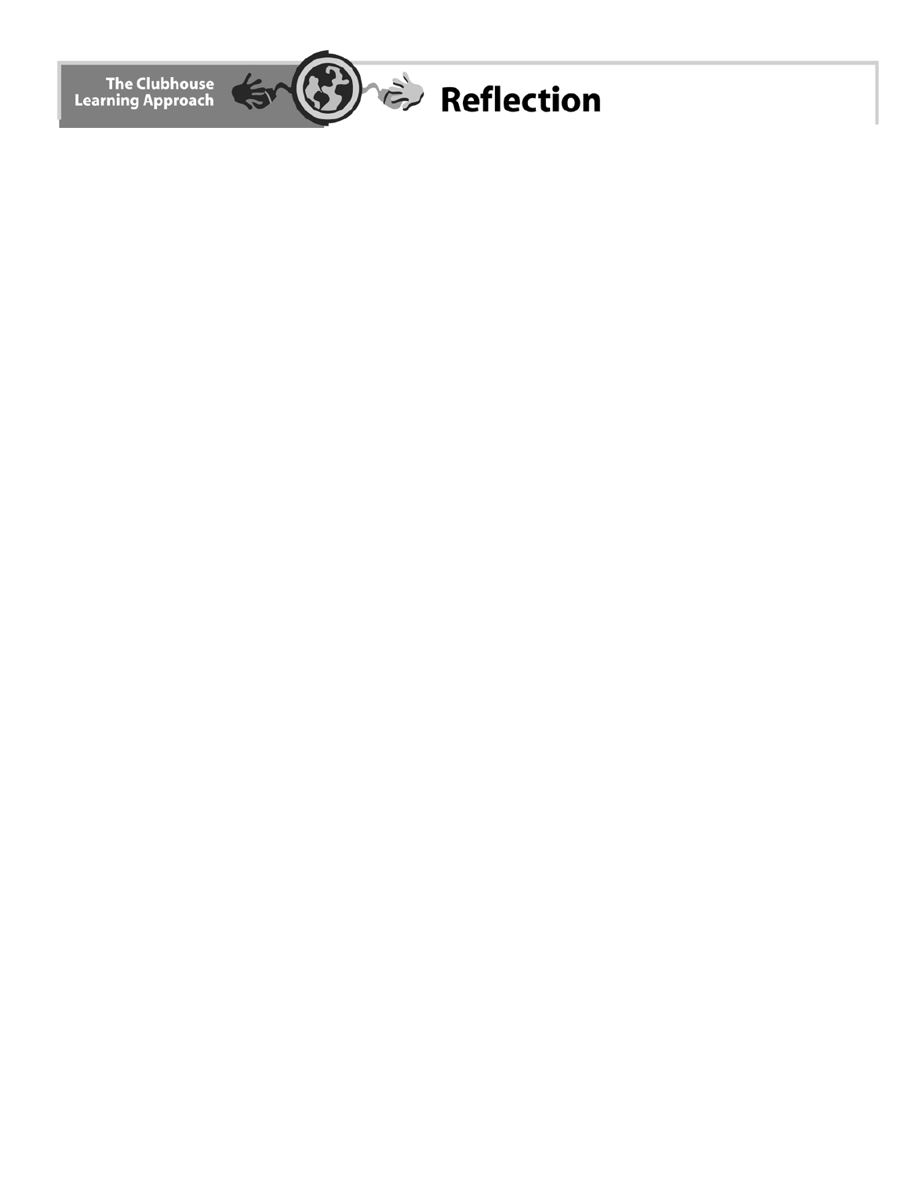# Reflection